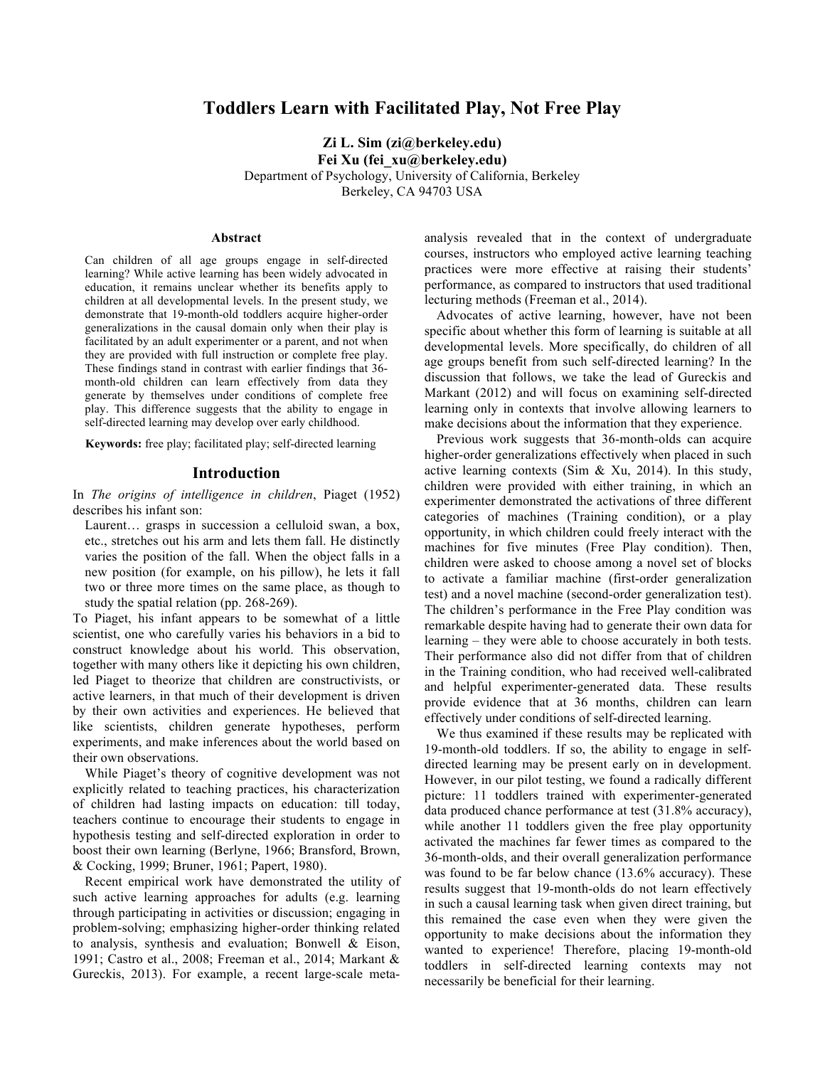# Toddlers Learn with Facilitated Play, Not Free Play

**Zi L. Sim (zi@berkeley.edu)**
**Fei Xu (fei_xu@berkeley.edu)**
Department of Psychology, University of California, Berkeley
Berkeley, CA 94703 USA

## Abstract

Can children of all age groups engage in self-directed learning? While active learning has been widely advocated in education, it remains unclear whether its benefits apply to children at all developmental levels. In the present study, we demonstrate that 19-month-old toddlers acquire higher-order generalizations in the causal domain only when their play is facilitated by an adult experimenter or a parent, and not when they are provided with full instruction or complete free play. These findings stand in contrast with earlier findings that 36-month-old children can learn effectively from data they generate by themselves under conditions of complete free play. This difference suggests that the ability to engage in self-directed learning may develop over early childhood.

**Keywords:** free play; facilitated play; self-directed learning

## Introduction

In *The origins of intelligence in children*, Piaget (1952) describes his infant son:

> Laurent… grasps in succession a celluloid swan, a box, etc., stretches out his arm and lets them fall. He distinctly varies the position of the fall. When the object falls in a new position (for example, on his pillow), he lets it fall two or three more times on the same place, as though to study the spatial relation (pp. 268-269).

To Piaget, his infant appears to be somewhat of a little scientist, one who carefully varies his behaviors in a bid to construct knowledge about his world. This observation, together with many others like it depicting his own children, led Piaget to theorize that children are constructivists, or active learners, in that much of their development is driven by their own activities and experiences. He believed that like scientists, children generate hypotheses, perform experiments, and make inferences about the world based on their own observations.

While Piaget's theory of cognitive development was not explicitly related to teaching practices, his characterization of children had lasting impacts on education: till today, teachers continue to encourage their students to engage in hypothesis testing and self-directed exploration in order to boost their own learning (Berlyne, 1966; Bransford, Brown, & Cocking, 1999; Bruner, 1961; Papert, 1980).

Recent empirical work have demonstrated the utility of such active learning approaches for adults (e.g. learning through participating in activities or discussion; engaging in problem-solving; emphasizing higher-order thinking related to analysis, synthesis and evaluation; Bonwell & Eison, 1991; Castro et al., 2008; Freeman et al., 2014; Markant & Gureckis, 2013). For example, a recent large-scale meta-analysis revealed that in the context of undergraduate courses, instructors who employed active learning teaching practices were more effective at raising their students' performance, as compared to instructors that used traditional lecturing methods (Freeman et al., 2014).

Advocates of active learning, however, have not been specific about whether this form of learning is suitable at all developmental levels. More specifically, do children of all age groups benefit from such self-directed learning? In the discussion that follows, we take the lead of Gureckis and Markant (2012) and will focus on examining self-directed learning only in contexts that involve allowing learners to make decisions about the information that they experience.

Previous work suggests that 36-month-olds can acquire higher-order generalizations effectively when placed in such active learning contexts (Sim & Xu, 2014). In this study, children were provided with either training, in which an experimenter demonstrated the activations of three different categories of machines (Training condition), or a play opportunity, in which children could freely interact with the machines for five minutes (Free Play condition). Then, children were asked to choose among a novel set of blocks to activate a familiar machine (first-order generalization test) and a novel machine (second-order generalization test). The children's performance in the Free Play condition was remarkable despite having had to generate their own data for learning – they were able to choose accurately in both tests. Their performance also did not differ from that of children in the Training condition, who had received well-calibrated and helpful experimenter-generated data. These results provide evidence that at 36 months, children can learn effectively under conditions of self-directed learning.

We thus examined if these results may be replicated with 19-month-old toddlers. If so, the ability to engage in self-directed learning may be present early on in development. However, in our pilot testing, we found a radically different picture: 11 toddlers trained with experimenter-generated data produced chance performance at test (31.8% accuracy), while another 11 toddlers given the free play opportunity activated the machines far fewer times as compared to the 36-month-olds, and their overall generalization performance was found to be far below chance (13.6% accuracy). These results suggest that 19-month-olds do not learn effectively in such a causal learning task when given direct training, but this remained the case even when they were given the opportunity to make decisions about the information they wanted to experience! Therefore, placing 19-month-old toddlers in self-directed learning contexts may not necessarily be beneficial for their learning.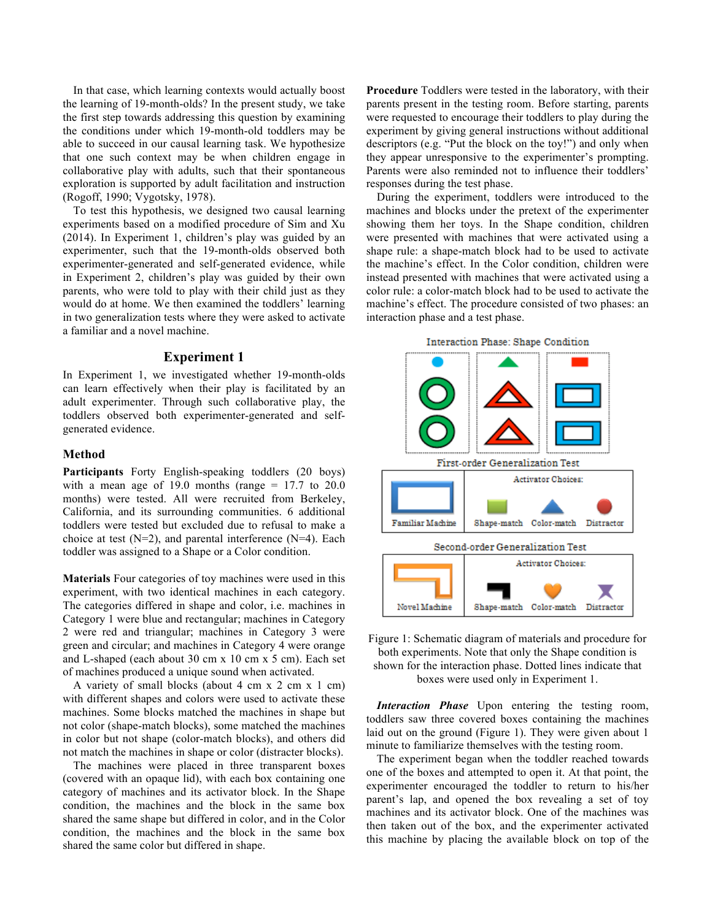In that case, which learning contexts would actually boost the learning of 19-month-olds? In the present study, we take the first step towards addressing this question by examining the conditions under which 19-month-old toddlers may be able to succeed in our causal learning task. We hypothesize that one such context may be when children engage in collaborative play with adults, such that their spontaneous exploration is supported by adult facilitation and instruction (Rogoff, 1990; Vygotsky, 1978).

To test this hypothesis, we designed two causal learning experiments based on a modified procedure of Sim and Xu (2014). In Experiment 1, children's play was guided by an experimenter, such that the 19-month-olds observed both experimenter-generated and self-generated evidence, while in Experiment 2, children's play was guided by their own parents, who were told to play with their child just as they would do at home. We then examined the toddlers' learning in two generalization tests where they were asked to activate a familiar and a novel machine.

## Experiment 1

In Experiment 1, we investigated whether 19-month-olds can learn effectively when their play is facilitated by an adult experimenter. Through such collaborative play, the toddlers observed both experimenter-generated and self-generated evidence.

### Method

**Participants** Forty English-speaking toddlers (20 boys) with a mean age of 19.0 months (range = 17.7 to 20.0 months) were tested. All were recruited from Berkeley, California, and its surrounding communities. 6 additional toddlers were tested but excluded due to refusal to make a choice at test (N=2), and parental interference (N=4). Each toddler was assigned to a Shape or a Color condition.

**Materials** Four categories of toy machines were used in this experiment, with two identical machines in each category. The categories differed in shape and color, i.e. machines in Category 1 were blue and rectangular; machines in Category 2 were red and triangular; machines in Category 3 were green and circular; and machines in Category 4 were orange and L-shaped (each about 30 cm x 10 cm x 5 cm). Each set of machines produced a unique sound when activated.

A variety of small blocks (about 4 cm x 2 cm x 1 cm) with different shapes and colors were used to activate these machines. Some blocks matched the machines in shape but not color (shape-match blocks), some matched the machines in color but not shape (color-match blocks), and others did not match the machines in shape or color (distracter blocks).

The machines were placed in three transparent boxes (covered with an opaque lid), with each box containing one category of machines and its activator block. In the Shape condition, the machines and the block in the same box shared the same shape but differed in color, and in the Color condition, the machines and the block in the same box shared the same color but differed in shape.

**Procedure** Toddlers were tested in the laboratory, with their parents present in the testing room. Before starting, parents were requested to encourage their toddlers to play during the experiment by giving general instructions without additional descriptors (e.g. "Put the block on the toy!") and only when they appear unresponsive to the experimenter's prompting. Parents were also reminded not to influence their toddlers' responses during the test phase.

During the experiment, toddlers were introduced to the machines and blocks under the pretext of the experimenter showing them her toys. In the Shape condition, children were presented with machines that were activated using a shape rule: a shape-match block had to be used to activate the machine's effect. In the Color condition, children were instead presented with machines that were activated using a color rule: a color-match block had to be used to activate the machine's effect. The procedure consisted of two phases: an interaction phase and a test phase.

Figure 1: Schematic diagram of materials and procedure for both experiments. Note that only the Shape condition is shown for the interaction phase. Dotted lines indicate that boxes were used only in Experiment 1.

***Interaction Phase*** Upon entering the testing room, toddlers saw three covered boxes containing the machines laid out on the ground (Figure 1). They were given about 1 minute to familiarize themselves with the testing room.

The experiment began when the toddler reached towards one of the boxes and attempted to open it. At that point, the experimenter encouraged the toddler to return to his/her parent's lap, and opened the box revealing a set of toy machines and its activator block. One of the machines was then taken out of the box, and the experimenter activated this machine by placing the available block on top of the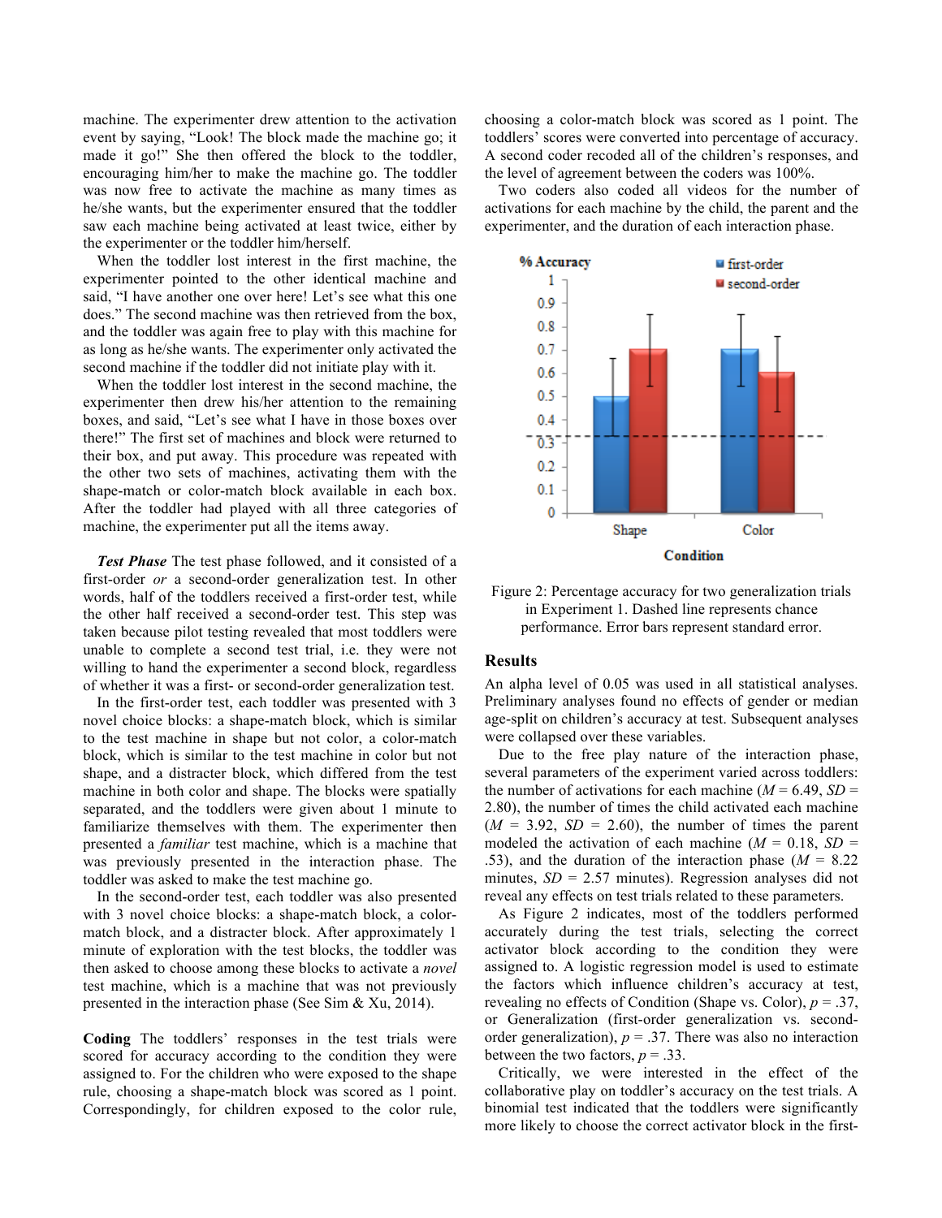machine. The experimenter drew attention to the activation event by saying, "Look! The block made the machine go; it made it go!" She then offered the block to the toddler, encouraging him/her to make the machine go. The toddler was now free to activate the machine as many times as he/she wants, but the experimenter ensured that the toddler saw each machine being activated at least twice, either by the experimenter or the toddler him/herself.

When the toddler lost interest in the first machine, the experimenter pointed to the other identical machine and said, "I have another one over here! Let's see what this one does." The second machine was then retrieved from the box, and the toddler was again free to play with this machine for as long as he/she wants. The experimenter only activated the second machine if the toddler did not initiate play with it.

When the toddler lost interest in the second machine, the experimenter then drew his/her attention to the remaining boxes, and said, "Let's see what I have in those boxes over there!" The first set of machines and block were returned to their box, and put away. This procedure was repeated with the other two sets of machines, activating them with the shape-match or color-match block available in each box. After the toddler had played with all three categories of machine, the experimenter put all the items away.

***Test Phase*** The test phase followed, and it consisted of a first-order *or* a second-order generalization test. In other words, half of the toddlers received a first-order test, while the other half received a second-order test. This step was taken because pilot testing revealed that most toddlers were unable to complete a second test trial, i.e. they were not willing to hand the experimenter a second block, regardless of whether it was a first- or second-order generalization test.

In the first-order test, each toddler was presented with 3 novel choice blocks: a shape-match block, which is similar to the test machine in shape but not color, a color-match block, which is similar to the test machine in color but not shape, and a distracter block, which differed from the test machine in both color and shape. The blocks were spatially separated, and the toddlers were given about 1 minute to familiarize themselves with them. The experimenter then presented a *familiar* test machine, which is a machine that was previously presented in the interaction phase. The toddler was asked to make the test machine go.

In the second-order test, each toddler was also presented with 3 novel choice blocks: a shape-match block, a color-match block, and a distracter block. After approximately 1 minute of exploration with the test blocks, the toddler was then asked to choose among these blocks to activate a *novel* test machine, which is a machine that was not previously presented in the interaction phase (See Sim & Xu, 2014).

**Coding** The toddlers' responses in the test trials were scored for accuracy according to the condition they were assigned to. For the children who were exposed to the shape rule, choosing a shape-match block was scored as 1 point. Correspondingly, for children exposed to the color rule, choosing a color-match block was scored as 1 point. The toddlers' scores were converted into percentage of accuracy. A second coder recoded all of the children's responses, and the level of agreement between the coders was 100%.

Two coders also coded all videos for the number of activations for each machine by the child, the parent and the experimenter, and the duration of each interaction phase.

Figure 2: Percentage accuracy for two generalization trials in Experiment 1. Dashed line represents chance performance. Error bars represent standard error.

## Results

An alpha level of 0.05 was used in all statistical analyses. Preliminary analyses found no effects of gender or median age-split on children's accuracy at test. Subsequent analyses were collapsed over these variables.

Due to the free play nature of the interaction phase, several parameters of the experiment varied across toddlers: the number of activations for each machine ($M$ = 6.49, $SD$ = 2.80), the number of times the child activated each machine ($M$ = 3.92, $SD$ = 2.60), the number of times the parent modeled the activation of each machine ($M$ = 0.18, $SD$ = .53), and the duration of the interaction phase ($M$ = 8.22 minutes, $SD$ = 2.57 minutes). Regression analyses did not reveal any effects on test trials related to these parameters.

As Figure 2 indicates, most of the toddlers performed accurately during the test trials, selecting the correct activator block according to the condition they were assigned to. A logistic regression model is used to estimate the factors which influence children's accuracy at test, revealing no effects of Condition (Shape vs. Color), $p$ = .37, or Generalization (first-order generalization vs. second-order generalization), $p$ = .37. There was also no interaction between the two factors, $p$ = .33.

Critically, we were interested in the effect of the collaborative play on toddler's accuracy on the test trials. A binomial test indicated that the toddlers were significantly more likely to choose the correct activator block in the first-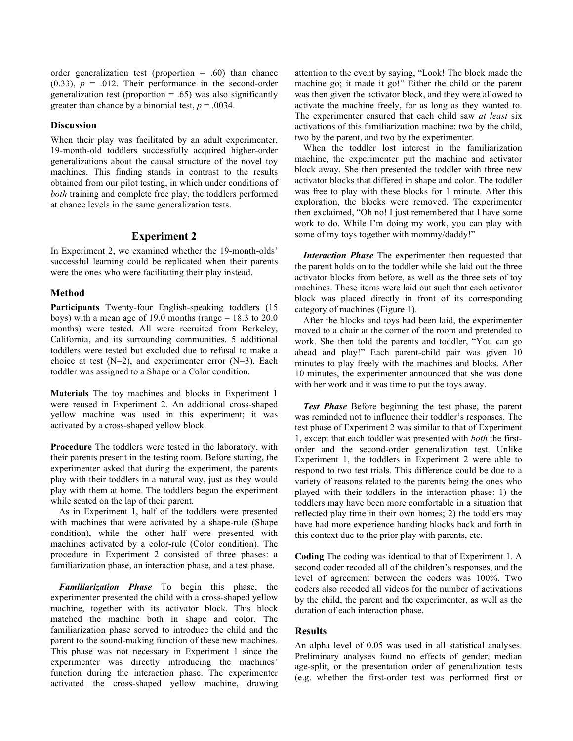order generalization test (proportion = .60) than chance (0.33), $p$ = .012. Their performance in the second-order generalization test (proportion = .65) was also significantly greater than chance by a binomial test, $p$ = .0034.

### Discussion

When their play was facilitated by an adult experimenter, 19-month-old toddlers successfully acquired higher-order generalizations about the causal structure of the novel toy machines. This finding stands in contrast to the results obtained from our pilot testing, in which under conditions of *both* training and complete free play, the toddlers performed at chance levels in the same generalization tests.

## Experiment 2

In Experiment 2, we examined whether the 19-month-olds' successful learning could be replicated when their parents were the ones who were facilitating their play instead.

### Method

**Participants** Twenty-four English-speaking toddlers (15 boys) with a mean age of 19.0 months (range = 18.3 to 20.0 months) were tested. All were recruited from Berkeley, California, and its surrounding communities. 5 additional toddlers were tested but excluded due to refusal to make a choice at test (N=2), and experimenter error (N=3). Each toddler was assigned to a Shape or a Color condition.

**Materials** The toy machines and blocks in Experiment 1 were reused in Experiment 2. An additional cross-shaped yellow machine was used in this experiment; it was activated by a cross-shaped yellow block.

**Procedure** The toddlers were tested in the laboratory, with their parents present in the testing room. Before starting, the experimenter asked that during the experiment, the parents play with their toddlers in a natural way, just as they would play with them at home. The toddlers began the experiment while seated on the lap of their parent.

As in Experiment 1, half of the toddlers were presented with machines that were activated by a shape-rule (Shape condition), while the other half were presented with machines activated by a color-rule (Color condition). The procedure in Experiment 2 consisted of three phases: a familiarization phase, an interaction phase, and a test phase.

***Familiarization Phase*** To begin this phase, the experimenter presented the child with a cross-shaped yellow machine, together with its activator block. This block matched the machine both in shape and color. The familiarization phase served to introduce the child and the parent to the sound-making function of these new machines. This phase was not necessary in Experiment 1 since the experimenter was directly introducing the machines' function during the interaction phase. The experimenter activated the cross-shaped yellow machine, drawing attention to the event by saying, "Look! The block made the machine go; it made it go!" Either the child or the parent was then given the activator block, and they were allowed to activate the machine freely, for as long as they wanted to. The experimenter ensured that each child saw *at least* six activations of this familiarization machine: two by the child, two by the parent, and two by the experimenter.

When the toddler lost interest in the familiarization machine, the experimenter put the machine and activator block away. She then presented the toddler with three new activator blocks that differed in shape and color. The toddler was free to play with these blocks for 1 minute. After this exploration, the blocks were removed. The experimenter then exclaimed, "Oh no! I just remembered that I have some work to do. While I'm doing my work, you can play with some of my toys together with mommy/daddy!"

***Interaction Phase*** The experimenter then requested that the parent holds on to the toddler while she laid out the three activator blocks from before, as well as the three sets of toy machines. These items were laid out such that each activator block was placed directly in front of its corresponding category of machines (Figure 1).

After the blocks and toys had been laid, the experimenter moved to a chair at the corner of the room and pretended to work. She then told the parents and toddler, "You can go ahead and play!" Each parent-child pair was given 10 minutes to play freely with the machines and blocks. After 10 minutes, the experimenter announced that she was done with her work and it was time to put the toys away.

***Test Phase*** Before beginning the test phase, the parent was reminded not to influence their toddler's responses. The test phase of Experiment 2 was similar to that of Experiment 1, except that each toddler was presented with *both* the first-order and the second-order generalization test. Unlike Experiment 1, the toddlers in Experiment 2 were able to respond to two test trials. This difference could be due to a variety of reasons related to the parents being the ones who played with their toddlers in the interaction phase: 1) the toddlers may have been more comfortable in a situation that reflected play time in their own homes; 2) the toddlers may have had more experience handing blocks back and forth in this context due to the prior play with parents, etc.

**Coding** The coding was identical to that of Experiment 1. A second coder recoded all of the children's responses, and the level of agreement between the coders was 100%. Two coders also recoded all videos for the number of activations by the child, the parent and the experimenter, as well as the duration of each interaction phase.

### Results

An alpha level of 0.05 was used in all statistical analyses. Preliminary analyses found no effects of gender, median age-split, or the presentation order of generalization tests (e.g. whether the first-order test was performed first or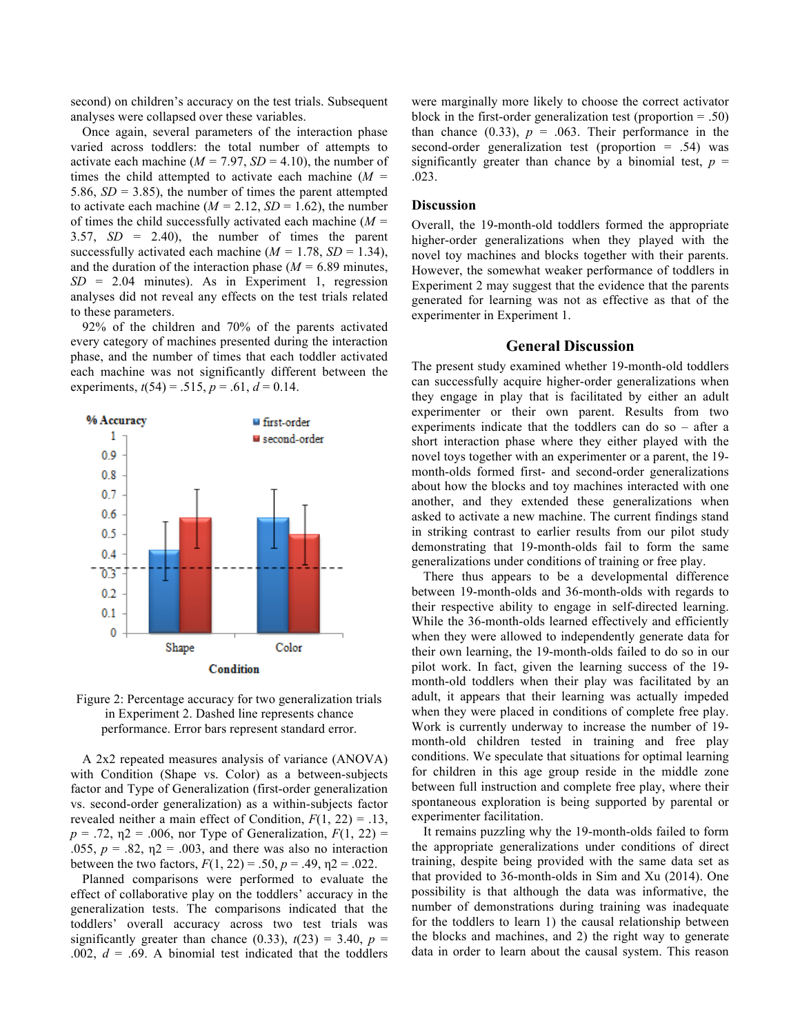second) on children's accuracy on the test trials. Subsequent analyses were collapsed over these variables.

Once again, several parameters of the interaction phase varied across toddlers: the total number of attempts to activate each machine ($M$ = 7.97, $SD$ = 4.10), the number of times the child attempted to activate each machine ($M$ = 5.86, $SD$ = 3.85), the number of times the parent attempted to activate each machine ($M$ = 2.12, $SD$ = 1.62), the number of times the child successfully activated each machine ($M$ = 3.57, $SD$ = 2.40), the number of times the parent successfully activated each machine ($M$ = 1.78, $SD$ = 1.34), and the duration of the interaction phase ($M$ = 6.89 minutes, $SD$ = 2.04 minutes). As in Experiment 1, regression analyses did not reveal any effects on the test trials related to these parameters.

92% of the children and 70% of the parents activated every category of machines presented during the interaction phase, and the number of times that each toddler activated each machine was not significantly different between the experiments, $t(54) = .515$, $p = .61$, $d = 0.14$.

Figure 2: Percentage accuracy for two generalization trials in Experiment 2. Dashed line represents chance performance. Error bars represent standard error.

A 2x2 repeated measures analysis of variance (ANOVA) with Condition (Shape vs. Color) as a between-subjects factor and Type of Generalization (first-order generalization vs. second-order generalization) as a within-subjects factor revealed neither a main effect of Condition, $F(1, 22) = .13$, $p = .72$, $\eta 2 = .006$, nor Type of Generalization, $F(1, 22) = .055$, $p = .82$, $\eta 2 = .003$, and there was also no interaction between the two factors, $F(1, 22) = .50$, $p = .49$, $\eta 2 = .022$.

Planned comparisons were performed to evaluate the effect of collaborative play on the toddlers' accuracy in the generalization tests. The comparisons indicated that the toddlers' overall accuracy across two test trials was significantly greater than chance (0.33), $t(23) = 3.40$, $p = .002$, $d = .69$. A binomial test indicated that the toddlers were marginally more likely to choose the correct activator block in the first-order generalization test (proportion = .50) than chance (0.33), $p = .063$. Their performance in the second-order generalization test (proportion = .54) was significantly greater than chance by a binomial test, $p = .023$.

## Discussion

Overall, the 19-month-old toddlers formed the appropriate higher-order generalizations when they played with the novel toy machines and blocks together with their parents. However, the somewhat weaker performance of toddlers in Experiment 2 may suggest that the evidence that the parents generated for learning was not as effective as that of the experimenter in Experiment 1.

# General Discussion

The present study examined whether 19-month-old toddlers can successfully acquire higher-order generalizations when they engage in play that is facilitated by either an adult experimenter or their own parent. Results from two experiments indicate that the toddlers can do so – after a short interaction phase where they either played with the novel toys together with an experimenter or a parent, the 19-month-olds formed first- and second-order generalizations about how the blocks and toy machines interacted with one another, and they extended these generalizations when asked to activate a new machine. The current findings stand in striking contrast to earlier results from our pilot study demonstrating that 19-month-olds fail to form the same generalizations under conditions of training or free play.

There thus appears to be a developmental difference between 19-month-olds and 36-month-olds with regards to their respective ability to engage in self-directed learning. While the 36-month-olds learned effectively and efficiently when they were allowed to independently generate data for their own learning, the 19-month-olds failed to do so in our pilot work. In fact, given the learning success of the 19-month-old toddlers when their play was facilitated by an adult, it appears that their learning was actually impeded when they were placed in conditions of complete free play. Work is currently underway to increase the number of 19-month-old children tested in training and free play conditions. We speculate that situations for optimal learning for children in this age group reside in the middle zone between full instruction and complete free play, where their spontaneous exploration is being supported by parental or experimenter facilitation.

It remains puzzling why the 19-month-olds failed to form the appropriate generalizations under conditions of direct training, despite being provided with the same data set as that provided to 36-month-olds in Sim and Xu (2014). One possibility is that although the data was informative, the number of demonstrations during training was inadequate for the toddlers to learn 1) the causal relationship between the blocks and machines, and 2) the right way to generate data in order to learn about the causal system. This reason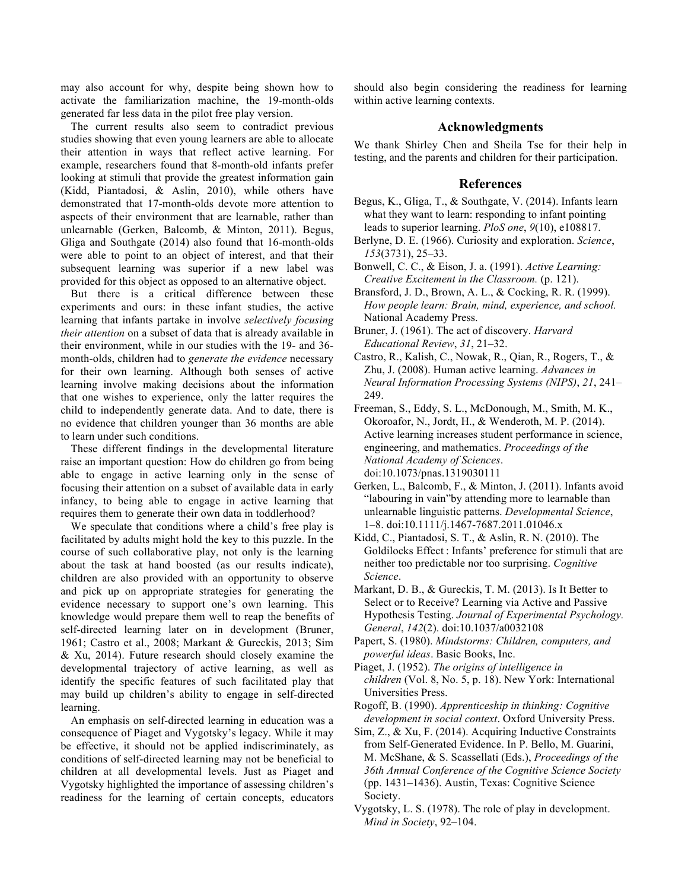may also account for why, despite being shown how to activate the familiarization machine, the 19-month-olds generated far less data in the pilot free play version.

The current results also seem to contradict previous studies showing that even young learners are able to allocate their attention in ways that reflect active learning. For example, researchers found that 8-month-old infants prefer looking at stimuli that provide the greatest information gain (Kidd, Piantadosi, & Aslin, 2010), while others have demonstrated that 17-month-olds devote more attention to aspects of their environment that are learnable, rather than unlearnable (Gerken, Balcomb, & Minton, 2011). Begus, Gliga and Southgate (2014) also found that 16-month-olds were able to point to an object of interest, and that their subsequent learning was superior if a new label was provided for this object as opposed to an alternative object.

But there is a critical difference between these experiments and ours: in these infant studies, the active learning that infants partake in involve *selectively focusing their attention* on a subset of data that is already available in their environment, while in our studies with the 19- and 36-month-olds, children had to *generate the evidence* necessary for their own learning. Although both senses of active learning involve making decisions about the information that one wishes to experience, only the latter requires the child to independently generate data. And to date, there is no evidence that children younger than 36 months are able to learn under such conditions.

These different findings in the developmental literature raise an important question: How do children go from being able to engage in active learning only in the sense of focusing their attention on a subset of available data in early infancy, to being able to engage in active learning that requires them to generate their own data in toddlerhood?

We speculate that conditions where a child's free play is facilitated by adults might hold the key to this puzzle. In the course of such collaborative play, not only is the learning about the task at hand boosted (as our results indicate), children are also provided with an opportunity to observe and pick up on appropriate strategies for generating the evidence necessary to support one's own learning. This knowledge would prepare them well to reap the benefits of self-directed learning later on in development (Bruner, 1961; Castro et al., 2008; Markant & Gureckis, 2013; Sim & Xu, 2014). Future research should closely examine the developmental trajectory of active learning, as well as identify the specific features of such facilitated play that may build up children's ability to engage in self-directed learning.

An emphasis on self-directed learning in education was a consequence of Piaget and Vygotsky's legacy. While it may be effective, it should not be applied indiscriminately, as conditions of self-directed learning may not be beneficial to children at all developmental levels. Just as Piaget and Vygotsky highlighted the importance of assessing children's readiness for the learning of certain concepts, educators should also begin considering the readiness for learning within active learning contexts.

## Acknowledgments

We thank Shirley Chen and Sheila Tse for their help in testing, and the parents and children for their participation.

## References

Begus, K., Gliga, T., & Southgate, V. (2014). Infants learn what they want to learn: responding to infant pointing leads to superior learning. *PloS one*, *9*(10), e108817.

Berlyne, D. E. (1966). Curiosity and exploration. *Science*, *153*(3731), 25–33.

Bonwell, C. C., & Eison, J. a. (1991). *Active Learning: Creative Excitement in the Classroom.* (p. 121).

Bransford, J. D., Brown, A. L., & Cocking, R. R. (1999). *How people learn: Brain, mind, experience, and school.* National Academy Press.

Bruner, J. (1961). The act of discovery. *Harvard Educational Review*, *31*, 21–32.

Castro, R., Kalish, C., Nowak, R., Qian, R., Rogers, T., & Zhu, J. (2008). Human active learning. *Advances in Neural Information Processing Systems (NIPS)*, *21*, 241–249.

Freeman, S., Eddy, S. L., McDonough, M., Smith, M. K., Okoroafor, N., Jordt, H., & Wenderoth, M. P. (2014). Active learning increases student performance in science, engineering, and mathematics. *Proceedings of the National Academy of Sciences*. doi:10.1073/pnas.1319030111

Gerken, L., Balcomb, F., & Minton, J. (2011). Infants avoid "labouring in vain"by attending more to learnable than unlearnable linguistic patterns. *Developmental Science*, 1–8. doi:10.1111/j.1467-7687.2011.01046.x

Kidd, C., Piantadosi, S. T., & Aslin, R. N. (2010). The Goldilocks Effect : Infants' preference for stimuli that are neither too predictable nor too surprising. *Cognitive Science*.

Markant, D. B., & Gureckis, T. M. (2013). Is It Better to Select or to Receive? Learning via Active and Passive Hypothesis Testing. *Journal of Experimental Psychology. General*, *142*(2). doi:10.1037/a0032108

Papert, S. (1980). *Mindstorms: Children, computers, and powerful ideas*. Basic Books, Inc.

Piaget, J. (1952). *The origins of intelligence in children* (Vol. 8, No. 5, p. 18). New York: International Universities Press.

Rogoff, B. (1990). *Apprenticeship in thinking: Cognitive development in social context*. Oxford University Press.

Sim, Z., & Xu, F. (2014). Acquiring Inductive Constraints from Self-Generated Evidence. In P. Bello, M. Guarini, M. McShane, & S. Scassellati (Eds.), *Proceedings of the 36th Annual Conference of the Cognitive Science Society* (pp. 1431–1436). Austin, Texas: Cognitive Science Society.

Vygotsky, L. S. (1978). The role of play in development. *Mind in Society*, 92–104.